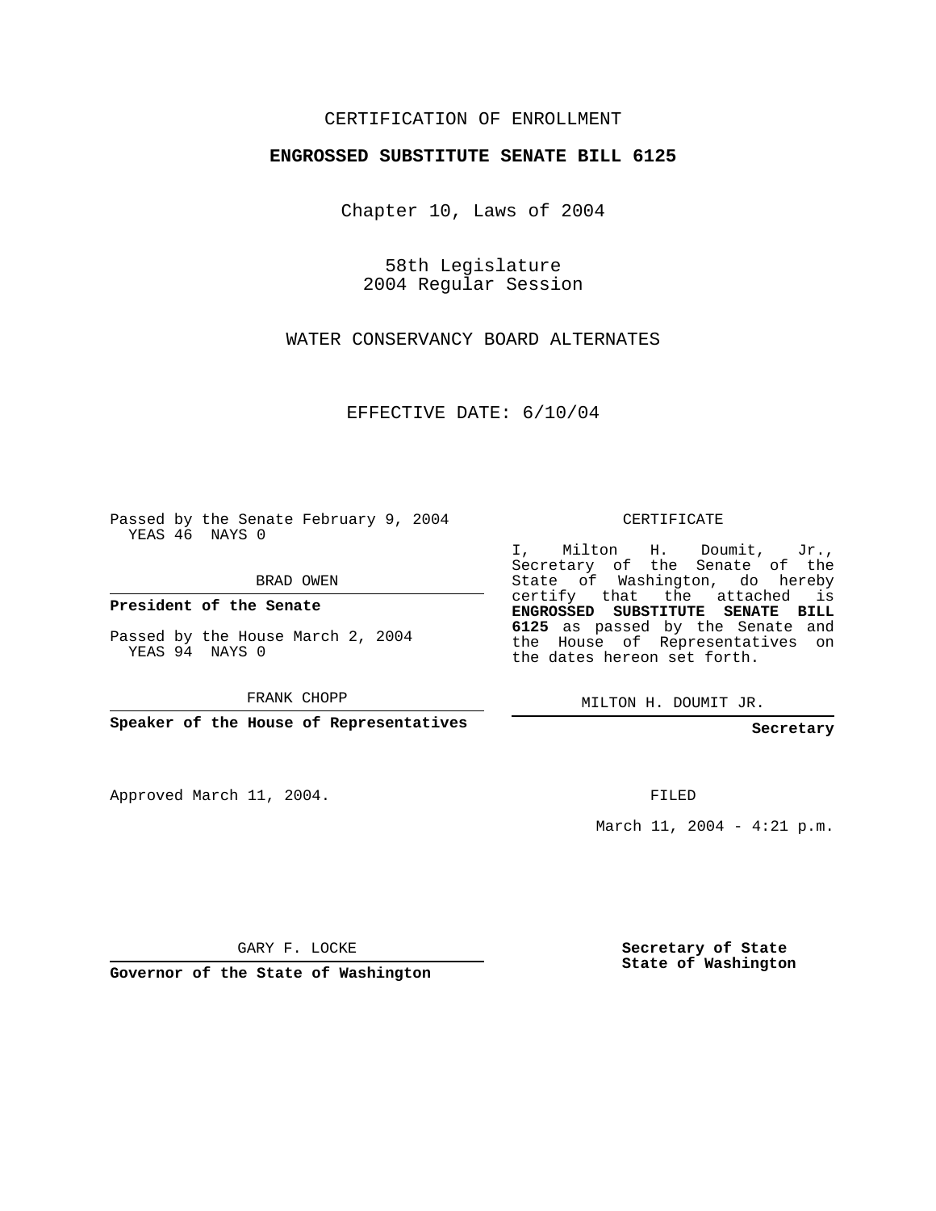CERTIFICATION OF ENROLLMENT

**ENGROSSED SUBSTITUTE SENATE BILL 6125**

Chapter 10, Laws of 2004

58th Legislature
2004 Regular Session

WATER CONSERVANCY BOARD ALTERNATES

EFFECTIVE DATE: 6/10/04

Passed by the Senate February 9, 2004
YEAS 46 NAYS 0

BRAD OWEN

**President of the Senate**

Passed by the House March 2, 2004
YEAS 94 NAYS 0

FRANK CHOPP

**Speaker of the House of Representatives**

CERTIFICATE

I, Milton H. Doumit, Jr., Secretary of the Senate of the State of Washington, do hereby certify that the attached is **ENGROSSED SUBSTITUTE SENATE BILL 6125** as passed by the Senate and the House of Representatives on the dates hereon set forth.

MILTON H. DOUMIT JR.

**Secretary**

Approved March 11, 2004.

FILED

March 11, 2004 - 4:21 p.m.

GARY F. LOCKE

**Governor of the State of Washington**

**Secretary of State**
**State of Washington**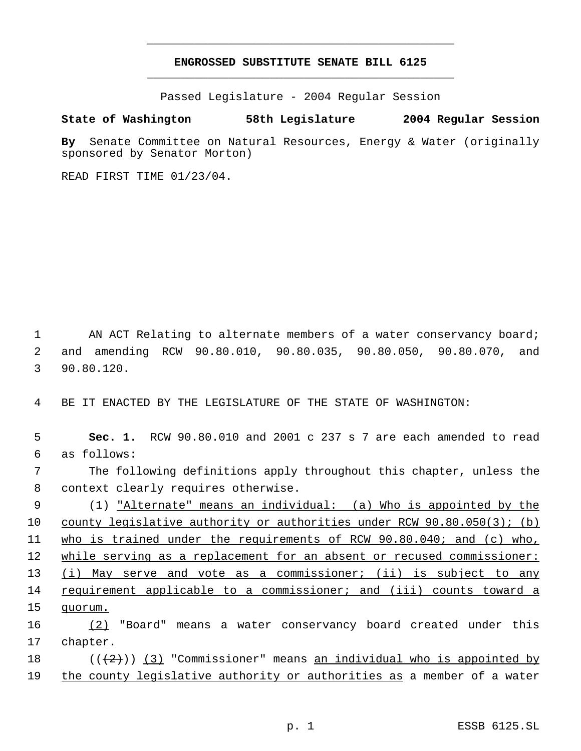# ENGROSSED SUBSTITUTE SENATE BILL 6125

Passed Legislature - 2004 Regular Session

**State of Washington 58th Legislature 2004 Regular Session**

**By** Senate Committee on Natural Resources, Energy & Water (originally sponsored by Senator Morton)

READ FIRST TIME 01/23/04.

1 AN ACT Relating to alternate members of a water conservancy board;
2 and amending RCW 90.80.010, 90.80.035, 90.80.050, 90.80.070, and
3 90.80.120.

4 BE IT ENACTED BY THE LEGISLATURE OF THE STATE OF WASHINGTON:

5 **Sec. 1.** RCW 90.80.010 and 2001 c 237 s 7 are each amended to read
6 as follows:

7 The following definitions apply throughout this chapter, unless the
8 context clearly requires otherwise.

9 (1) "Alternate" means an individual: (a) Who is appointed by the
10 county legislative authority or authorities under RCW 90.80.050(3); (b)
11 who is trained under the requirements of RCW 90.80.040; and (c) who,
12 while serving as a replacement for an absent or recused commissioner:
13 (i) May serve and vote as a commissioner; (ii) is subject to any
14 requirement applicable to a commissioner; and (iii) counts toward a
15 quorum.

16 (2) "Board" means a water conservancy board created under this
17 chapter.

18 ((~~(2)~~)) (3) "Commissioner" means an individual who is appointed by
19 the county legislative authority or authorities as a member of a water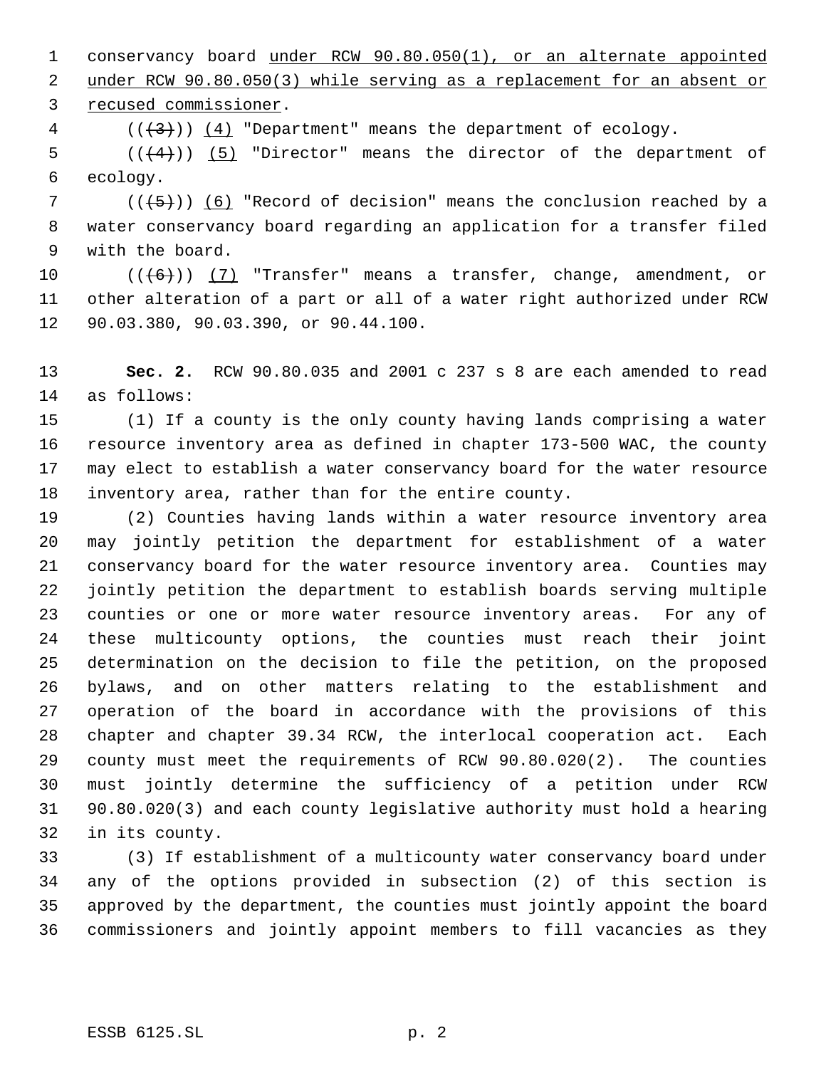conservancy board under RCW 90.80.050(1), or an alternate appointed under RCW 90.80.050(3) while serving as a replacement for an absent or recused commissioner.

((~~(3)~~)) (4) "Department" means the department of ecology.

((~~(4)~~)) (5) "Director" means the director of the department of ecology.

((~~(5)~~)) (6) "Record of decision" means the conclusion reached by a water conservancy board regarding an application for a transfer filed with the board.

((~~(6)~~)) (7) "Transfer" means a transfer, change, amendment, or other alteration of a part or all of a water right authorized under RCW 90.03.380, 90.03.390, or 90.44.100.

**Sec. 2.** RCW 90.80.035 and 2001 c 237 s 8 are each amended to read as follows:

(1) If a county is the only county having lands comprising a water resource inventory area as defined in chapter 173-500 WAC, the county may elect to establish a water conservancy board for the water resource inventory area, rather than for the entire county.

(2) Counties having lands within a water resource inventory area may jointly petition the department for establishment of a water conservancy board for the water resource inventory area. Counties may jointly petition the department to establish boards serving multiple counties or one or more water resource inventory areas. For any of these multicounty options, the counties must reach their joint determination on the decision to file the petition, on the proposed bylaws, and on other matters relating to the establishment and operation of the board in accordance with the provisions of this chapter and chapter 39.34 RCW, the interlocal cooperation act. Each county must meet the requirements of RCW 90.80.020(2). The counties must jointly determine the sufficiency of a petition under RCW 90.80.020(3) and each county legislative authority must hold a hearing in its county.

(3) If establishment of a multicounty water conservancy board under any of the options provided in subsection (2) of this section is approved by the department, the counties must jointly appoint the board commissioners and jointly appoint members to fill vacancies as they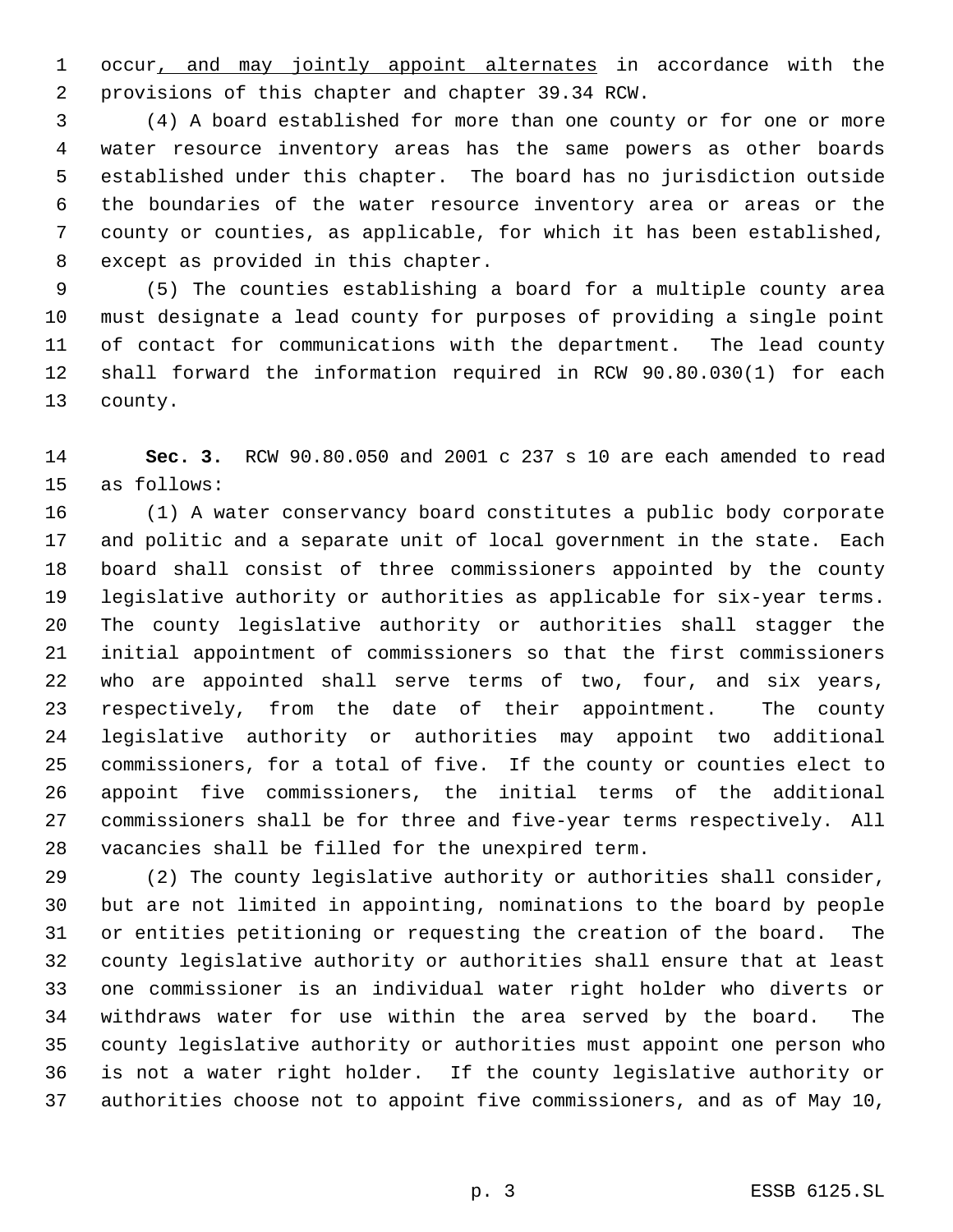occur, and may jointly appoint alternates in accordance with the provisions of this chapter and chapter 39.34 RCW.

(4) A board established for more than one county or for one or more water resource inventory areas has the same powers as other boards established under this chapter. The board has no jurisdiction outside the boundaries of the water resource inventory area or areas or the county or counties, as applicable, for which it has been established, except as provided in this chapter.

(5) The counties establishing a board for a multiple county area must designate a lead county for purposes of providing a single point of contact for communications with the department. The lead county shall forward the information required in RCW 90.80.030(1) for each county.

**Sec. 3.** RCW 90.80.050 and 2001 c 237 s 10 are each amended to read as follows:

(1) A water conservancy board constitutes a public body corporate and politic and a separate unit of local government in the state. Each board shall consist of three commissioners appointed by the county legislative authority or authorities as applicable for six-year terms. The county legislative authority or authorities shall stagger the initial appointment of commissioners so that the first commissioners who are appointed shall serve terms of two, four, and six years, respectively, from the date of their appointment. The county legislative authority or authorities may appoint two additional commissioners, for a total of five. If the county or counties elect to appoint five commissioners, the initial terms of the additional commissioners shall be for three and five-year terms respectively. All vacancies shall be filled for the unexpired term.

(2) The county legislative authority or authorities shall consider, but are not limited in appointing, nominations to the board by people or entities petitioning or requesting the creation of the board. The county legislative authority or authorities shall ensure that at least one commissioner is an individual water right holder who diverts or withdraws water for use within the area served by the board. The county legislative authority or authorities must appoint one person who is not a water right holder. If the county legislative authority or authorities choose not to appoint five commissioners, and as of May 10,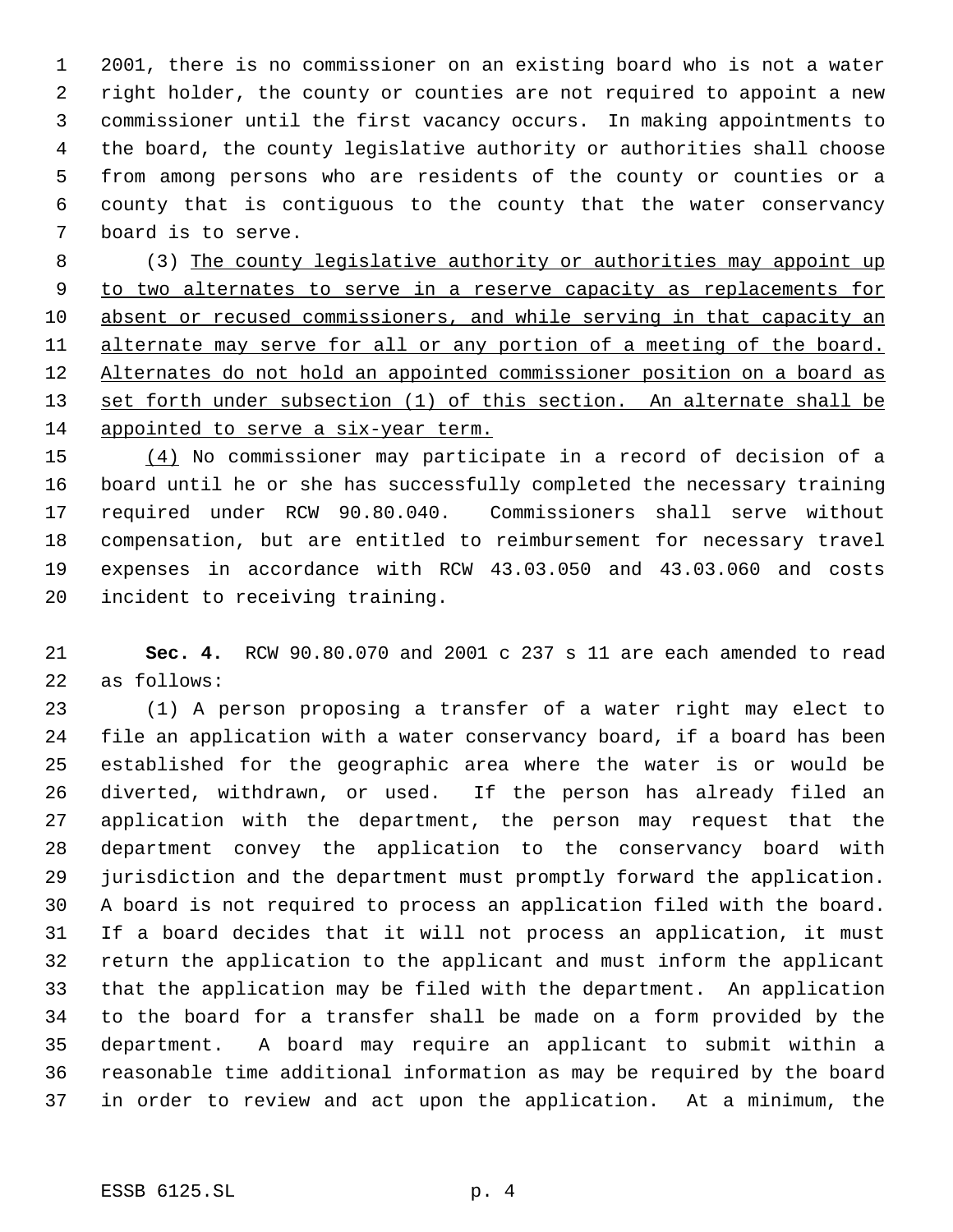2001, there is no commissioner on an existing board who is not a water right holder, the county or counties are not required to appoint a new commissioner until the first vacancy occurs. In making appointments to the board, the county legislative authority or authorities shall choose from among persons who are residents of the county or counties or a county that is contiguous to the county that the water conservancy board is to serve.

(3) The county legislative authority or authorities may appoint up to two alternates to serve in a reserve capacity as replacements for absent or recused commissioners, and while serving in that capacity an alternate may serve for all or any portion of a meeting of the board. Alternates do not hold an appointed commissioner position on a board as set forth under subsection (1) of this section. An alternate shall be appointed to serve a six-year term.

(4) No commissioner may participate in a record of decision of a board until he or she has successfully completed the necessary training required under RCW 90.80.040. Commissioners shall serve without compensation, but are entitled to reimbursement for necessary travel expenses in accordance with RCW 43.03.050 and 43.03.060 and costs incident to receiving training.

**Sec. 4.** RCW 90.80.070 and 2001 c 237 s 11 are each amended to read as follows:

(1) A person proposing a transfer of a water right may elect to file an application with a water conservancy board, if a board has been established for the geographic area where the water is or would be diverted, withdrawn, or used. If the person has already filed an application with the department, the person may request that the department convey the application to the conservancy board with jurisdiction and the department must promptly forward the application. A board is not required to process an application filed with the board. If a board decides that it will not process an application, it must return the application to the applicant and must inform the applicant that the application may be filed with the department. An application to the board for a transfer shall be made on a form provided by the department. A board may require an applicant to submit within a reasonable time additional information as may be required by the board in order to review and act upon the application. At a minimum, the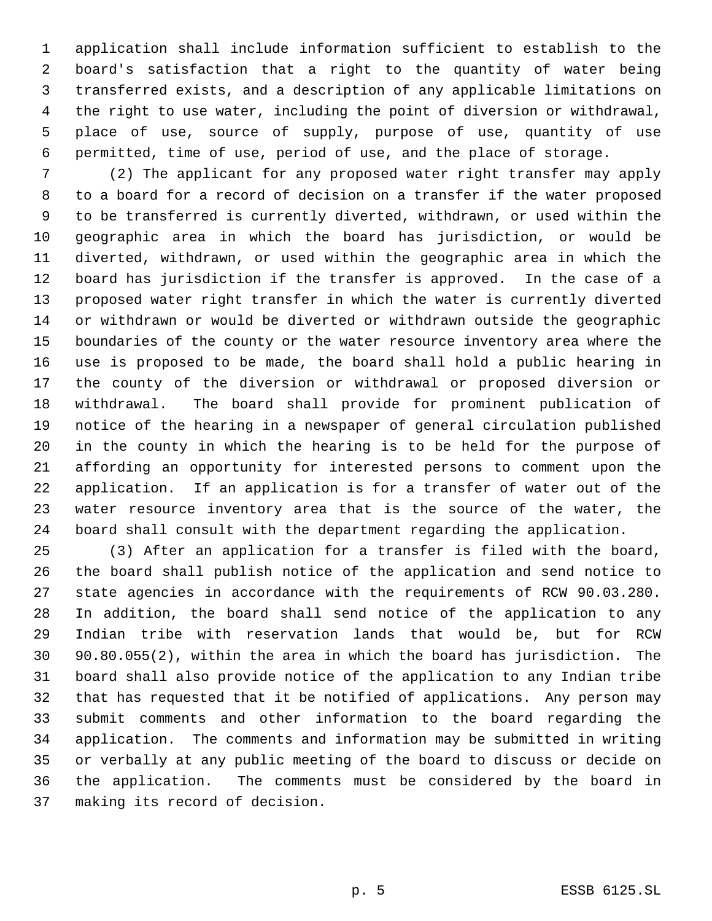application shall include information sufficient to establish to the board's satisfaction that a right to the quantity of water being transferred exists, and a description of any applicable limitations on the right to use water, including the point of diversion or withdrawal, place of use, source of supply, purpose of use, quantity of use permitted, time of use, period of use, and the place of storage.

(2) The applicant for any proposed water right transfer may apply to a board for a record of decision on a transfer if the water proposed to be transferred is currently diverted, withdrawn, or used within the geographic area in which the board has jurisdiction, or would be diverted, withdrawn, or used within the geographic area in which the board has jurisdiction if the transfer is approved. In the case of a proposed water right transfer in which the water is currently diverted or withdrawn or would be diverted or withdrawn outside the geographic boundaries of the county or the water resource inventory area where the use is proposed to be made, the board shall hold a public hearing in the county of the diversion or withdrawal or proposed diversion or withdrawal. The board shall provide for prominent publication of notice of the hearing in a newspaper of general circulation published in the county in which the hearing is to be held for the purpose of affording an opportunity for interested persons to comment upon the application. If an application is for a transfer of water out of the water resource inventory area that is the source of the water, the board shall consult with the department regarding the application.

(3) After an application for a transfer is filed with the board, the board shall publish notice of the application and send notice to state agencies in accordance with the requirements of RCW 90.03.280. In addition, the board shall send notice of the application to any Indian tribe with reservation lands that would be, but for RCW 90.80.055(2), within the area in which the board has jurisdiction. The board shall also provide notice of the application to any Indian tribe that has requested that it be notified of applications. Any person may submit comments and other information to the board regarding the application. The comments and information may be submitted in writing or verbally at any public meeting of the board to discuss or decide on the application. The comments must be considered by the board in making its record of decision.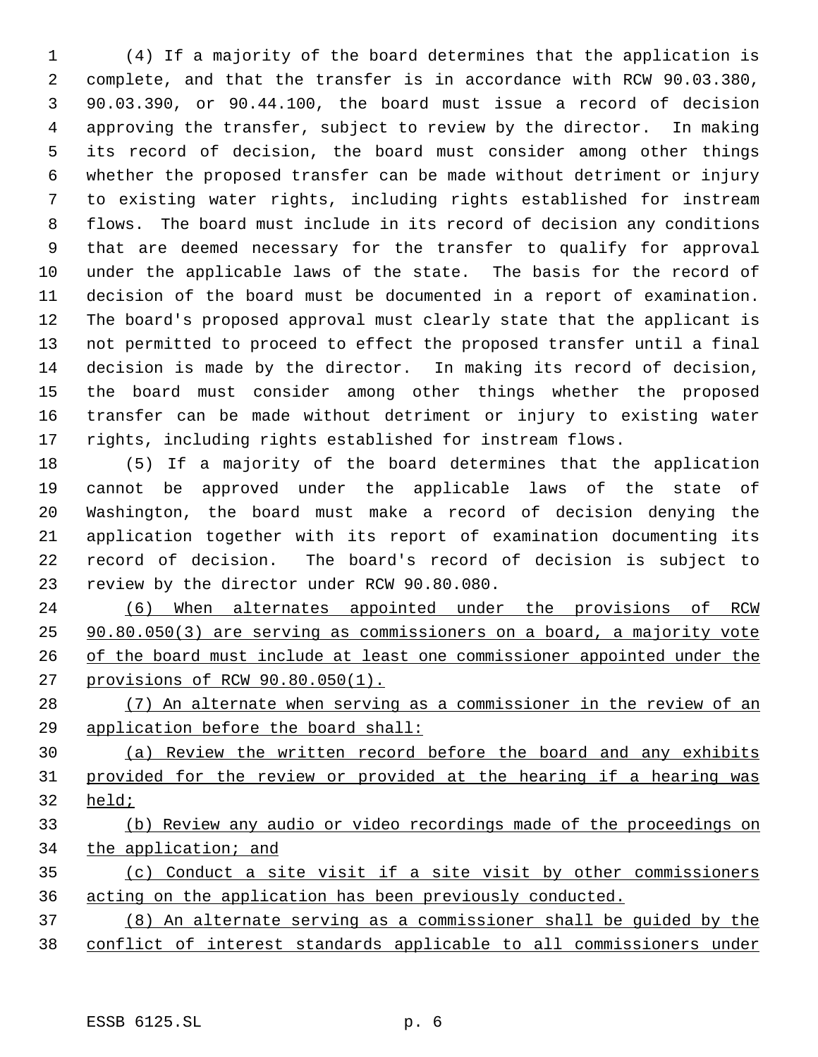(4) If a majority of the board determines that the application is complete, and that the transfer is in accordance with RCW 90.03.380, 90.03.390, or 90.44.100, the board must issue a record of decision approving the transfer, subject to review by the director. In making its record of decision, the board must consider among other things whether the proposed transfer can be made without detriment or injury to existing water rights, including rights established for instream flows. The board must include in its record of decision any conditions that are deemed necessary for the transfer to qualify for approval under the applicable laws of the state. The basis for the record of decision of the board must be documented in a report of examination. The board's proposed approval must clearly state that the applicant is not permitted to proceed to effect the proposed transfer until a final decision is made by the director. In making its record of decision, the board must consider among other things whether the proposed transfer can be made without detriment or injury to existing water rights, including rights established for instream flows.

(5) If a majority of the board determines that the application cannot be approved under the applicable laws of the state of Washington, the board must make a record of decision denying the application together with its report of examination documenting its record of decision. The board's record of decision is subject to review by the director under RCW 90.80.080.

<u>(6) When alternates appointed under the provisions of RCW 90.80.050(3) are serving as commissioners on a board, a majority vote of the board must include at least one commissioner appointed under the provisions of RCW 90.80.050(1).</u>

<u>(7) An alternate when serving as a commissioner in the review of an application before the board shall:</u>

<u>(a) Review the written record before the board and any exhibits provided for the review or provided at the hearing if a hearing was held;</u>

<u>(b) Review any audio or video recordings made of the proceedings on the application; and</u>

<u>(c) Conduct a site visit if a site visit by other commissioners acting on the application has been previously conducted.</u>

<u>(8) An alternate serving as a commissioner shall be guided by the conflict of interest standards applicable to all commissioners under</u>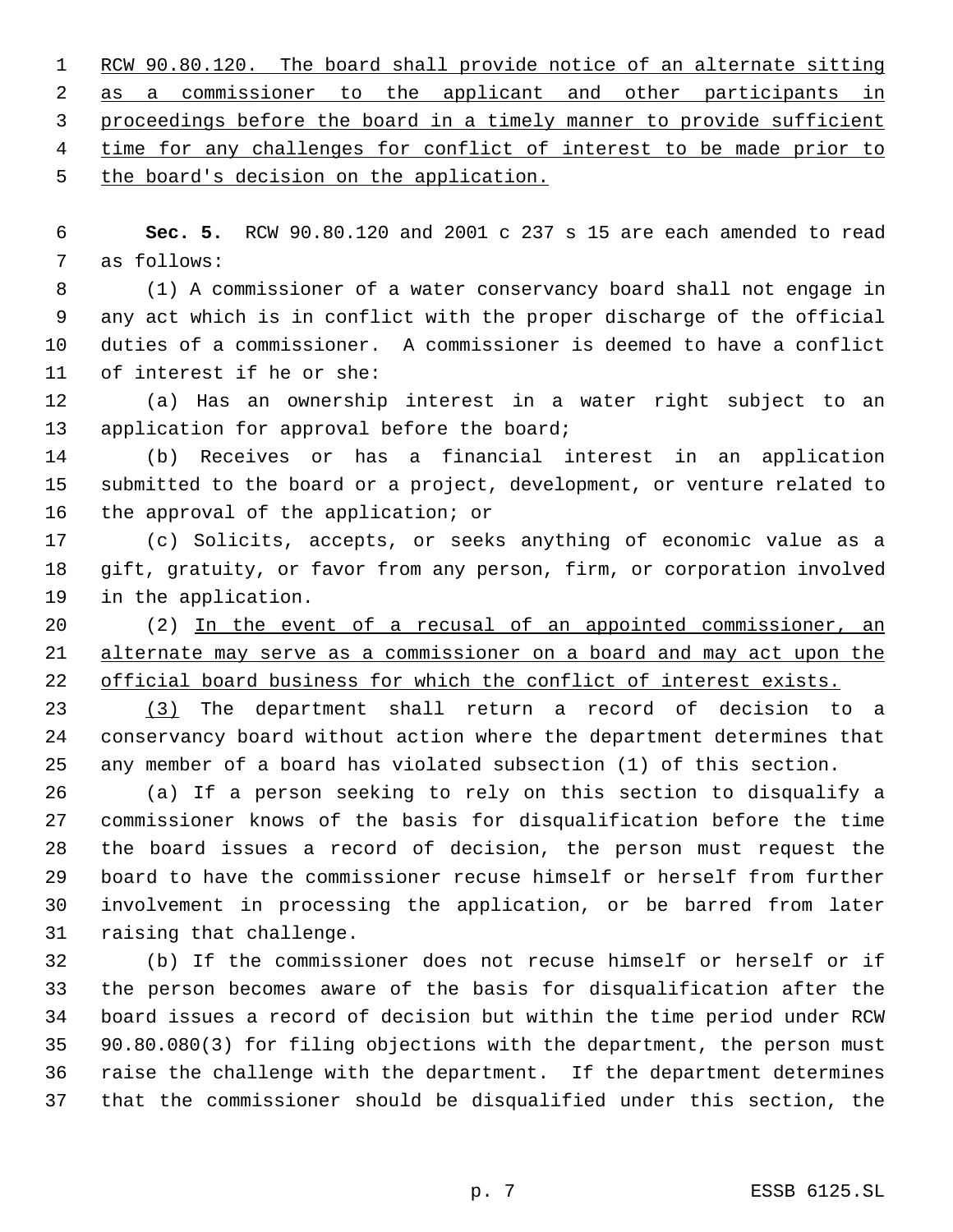RCW 90.80.120. The board shall provide notice of an alternate sitting as a commissioner to the applicant and other participants in proceedings before the board in a timely manner to provide sufficient time for any challenges for conflict of interest to be made prior to the board's decision on the application.

**Sec. 5.** RCW 90.80.120 and 2001 c 237 s 15 are each amended to read as follows:

(1) A commissioner of a water conservancy board shall not engage in any act which is in conflict with the proper discharge of the official duties of a commissioner. A commissioner is deemed to have a conflict of interest if he or she:

(a) Has an ownership interest in a water right subject to an application for approval before the board;

(b) Receives or has a financial interest in an application submitted to the board or a project, development, or venture related to the approval of the application; or

(c) Solicits, accepts, or seeks anything of economic value as a gift, gratuity, or favor from any person, firm, or corporation involved in the application.

(2) In the event of a recusal of an appointed commissioner, an alternate may serve as a commissioner on a board and may act upon the official board business for which the conflict of interest exists.

(3) The department shall return a record of decision to a conservancy board without action where the department determines that any member of a board has violated subsection (1) of this section.

(a) If a person seeking to rely on this section to disqualify a commissioner knows of the basis for disqualification before the time the board issues a record of decision, the person must request the board to have the commissioner recuse himself or herself from further involvement in processing the application, or be barred from later raising that challenge.

(b) If the commissioner does not recuse himself or herself or if the person becomes aware of the basis for disqualification after the board issues a record of decision but within the time period under RCW 90.80.080(3) for filing objections with the department, the person must raise the challenge with the department. If the department determines that the commissioner should be disqualified under this section, the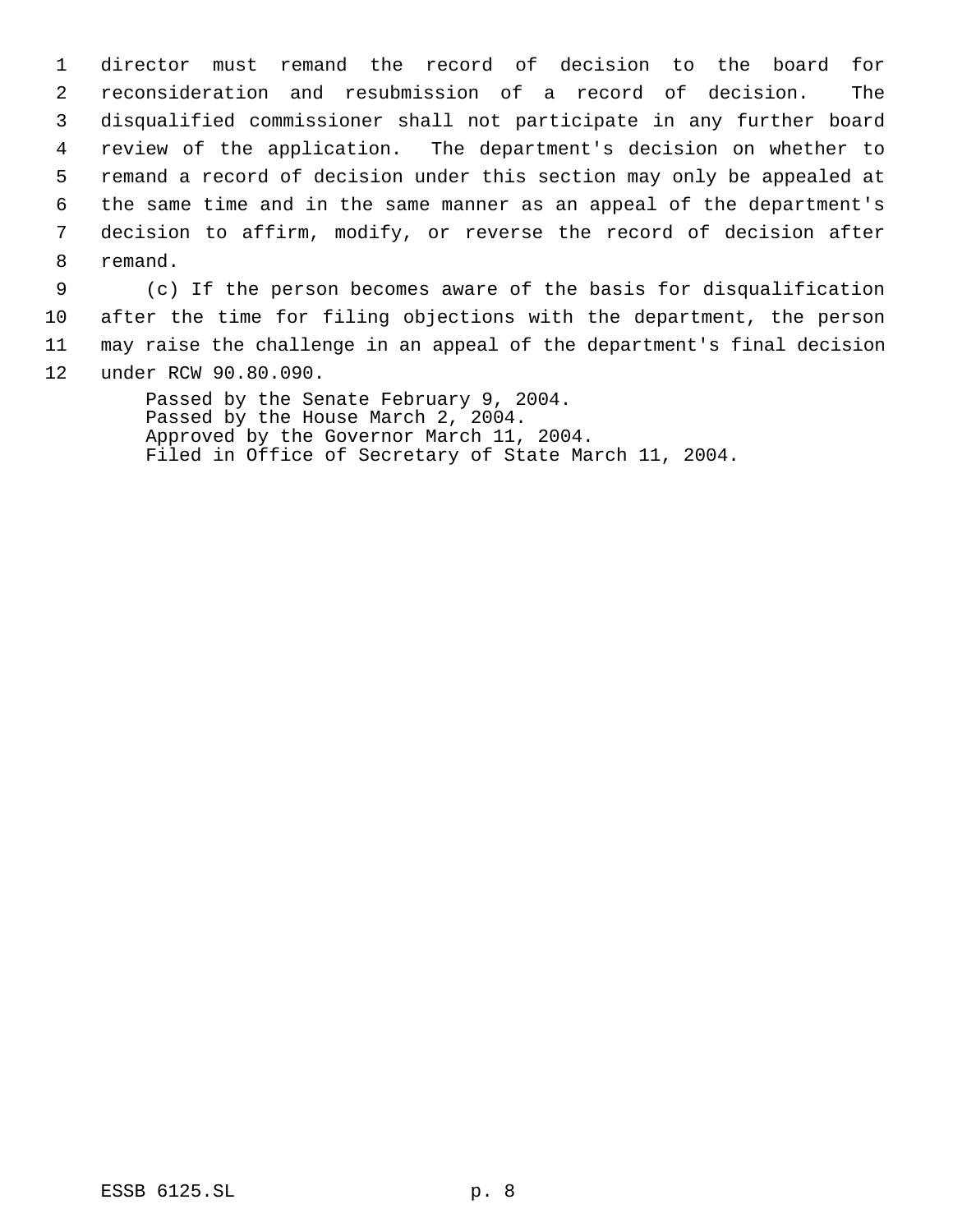director must remand the record of decision to the board for reconsideration and resubmission of a record of decision. The disqualified commissioner shall not participate in any further board review of the application. The department's decision on whether to remand a record of decision under this section may only be appealed at the same time and in the same manner as an appeal of the department's decision to affirm, modify, or reverse the record of decision after remand.

(c) If the person becomes aware of the basis for disqualification after the time for filing objections with the department, the person may raise the challenge in an appeal of the department's final decision under RCW 90.80.090.

Passed by the Senate February 9, 2004.
Passed by the House March 2, 2004.
Approved by the Governor March 11, 2004.
Filed in Office of Secretary of State March 11, 2004.